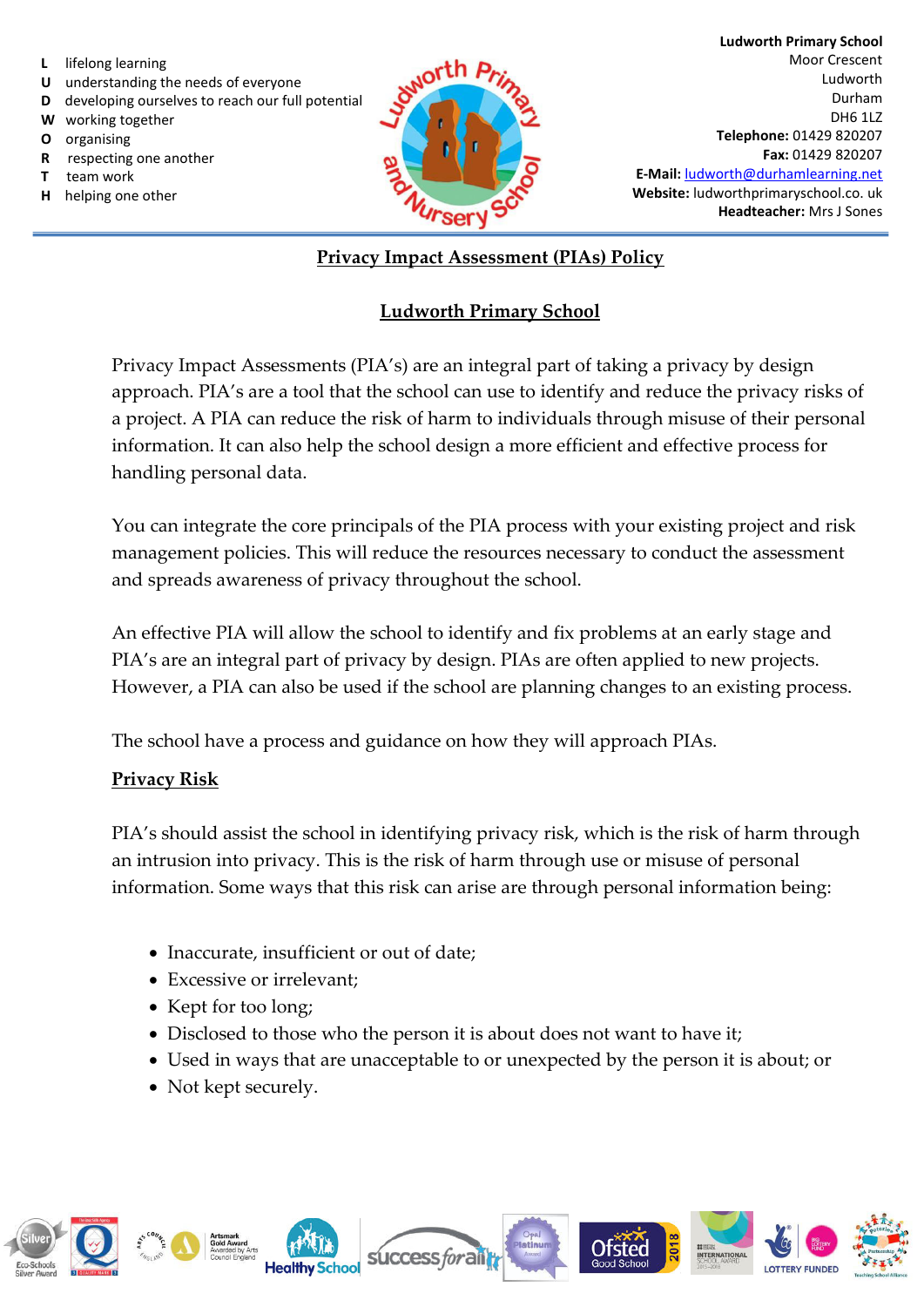L lifelong learning
U understanding the needs of everyone
D developing ourselves to reach our full potential
W working together
O organising
R respecting one another
T team work
H helping one other

**Ludworth Primary School**
Moor Crescent
Ludworth
Durham
DH6 1LZ
**Telephone:** 01429 820207
**Fax:** 01429 820207
**E-Mail:** ludworth@durhamlearning.net
**Website:** ludworthprimaryschool.co. uk
**Headteacher:** Mrs J Sones

# Privacy Impact Assessment (PIAs) Policy

## Ludworth Primary School

Privacy Impact Assessments (PIA's) are an integral part of taking a privacy by design approach. PIA's are a tool that the school can use to identify and reduce the privacy risks of a project. A PIA can reduce the risk of harm to individuals through misuse of their personal information. It can also help the school design a more efficient and effective process for handling personal data.

You can integrate the core principals of the PIA process with your existing project and risk management policies. This will reduce the resources necessary to conduct the assessment and spreads awareness of privacy throughout the school.

An effective PIA will allow the school to identify and fix problems at an early stage and PIA's are an integral part of privacy by design. PIAs are often applied to new projects. However, a PIA can also be used if the school are planning changes to an existing process.

The school have a process and guidance on how they will approach PIAs.

### Privacy Risk

PIA's should assist the school in identifying privacy risk, which is the risk of harm through an intrusion into privacy. This is the risk of harm through use or misuse of personal information. Some ways that this risk can arise are through personal information being:

- Inaccurate, insufficient or out of date;
- Excessive or irrelevant;
- Kept for too long;
- Disclosed to those who the person it is about does not want to have it;
- Used in ways that are unacceptable to or unexpected by the person it is about; or
- Not kept securely.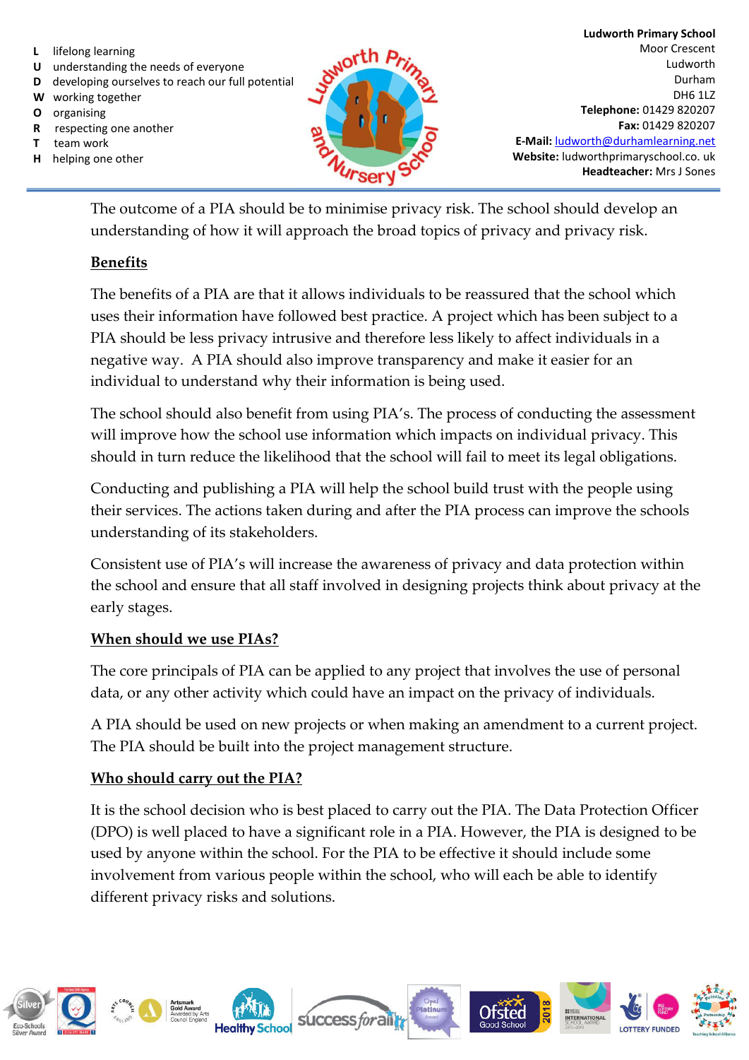The outcome of a PIA should be to minimise privacy risk. The school should develop an understanding of how it will approach the broad topics of privacy and privacy risk.

## Benefits

The benefits of a PIA are that it allows individuals to be reassured that the school which uses their information have followed best practice. A project which has been subject to a PIA should be less privacy intrusive and therefore less likely to affect individuals in a negative way. A PIA should also improve transparency and make it easier for an individual to understand why their information is being used.

The school should also benefit from using PIA's. The process of conducting the assessment will improve how the school use information which impacts on individual privacy. This should in turn reduce the likelihood that the school will fail to meet its legal obligations.

Conducting and publishing a PIA will help the school build trust with the people using their services. The actions taken during and after the PIA process can improve the schools understanding of its stakeholders.

Consistent use of PIA's will increase the awareness of privacy and data protection within the school and ensure that all staff involved in designing projects think about privacy at the early stages.

## When should we use PIAs?

The core principals of PIA can be applied to any project that involves the use of personal data, or any other activity which could have an impact on the privacy of individuals.

A PIA should be used on new projects or when making an amendment to a current project. The PIA should be built into the project management structure.

## Who should carry out the PIA?

It is the school decision who is best placed to carry out the PIA. The Data Protection Officer (DPO) is well placed to have a significant role in a PIA. However, the PIA is designed to be used by anyone within the school. For the PIA to be effective it should include some involvement from various people within the school, who will each be able to identify different privacy risks and solutions.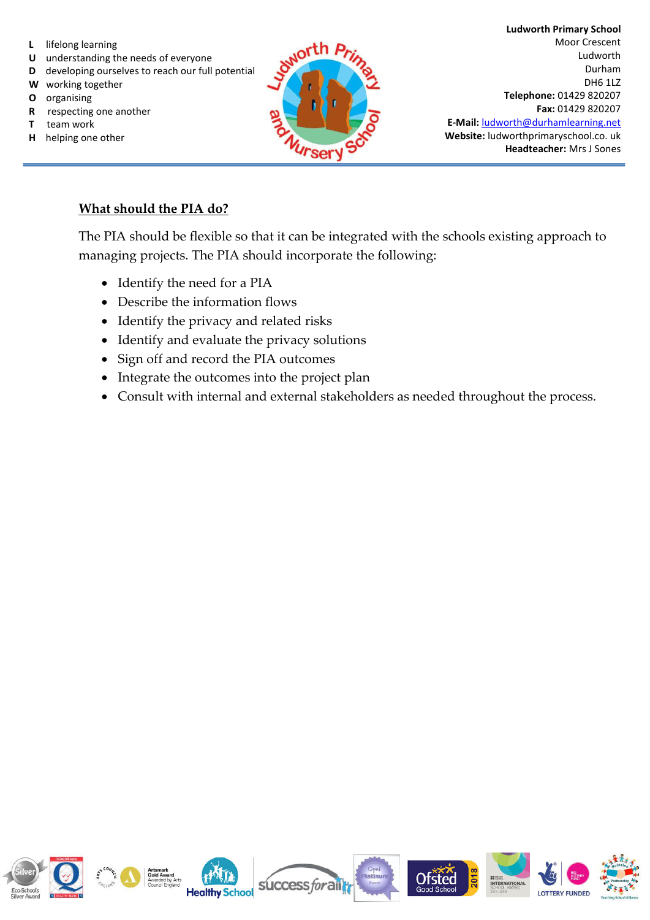## What should the PIA do?

The PIA should be flexible so that it can be integrated with the schools existing approach to managing projects. The PIA should incorporate the following:

- Identify the need for a PIA
- Describe the information flows
- Identify the privacy and related risks
- Identify and evaluate the privacy solutions
- Sign off and record the PIA outcomes
- Integrate the outcomes into the project plan
- Consult with internal and external stakeholders as needed throughout the process.